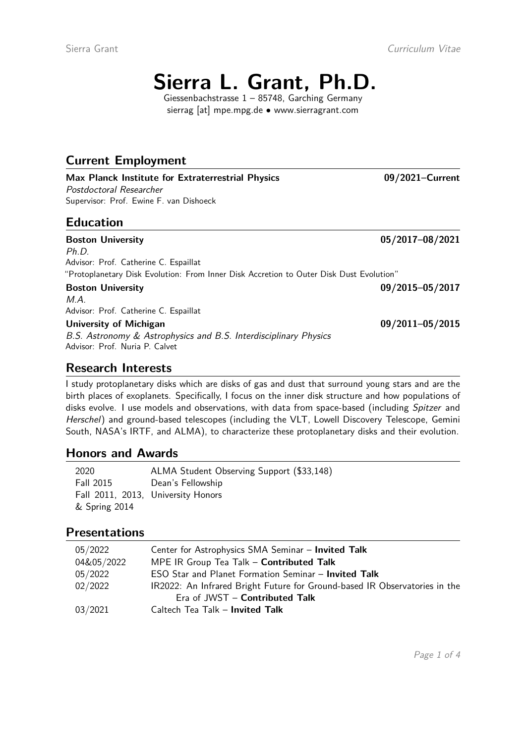# Sierra L. Grant, Ph.D.

Giessenbachstrasse 1 – 85748, Garching Germany
sierrag [at] mpe.mpg.de • www.sierragrant.com

## Current Employment

**Max Planck Institute for Extraterrestrial Physics** **09/2021–Current**
*Postdoctoral Researcher*
Supervisor: Prof. Ewine F. van Dishoeck

## Education

**Boston University** **05/2017–08/2021**
*Ph.D.*
Advisor: Prof. Catherine C. Espaillat
"Protoplanetary Disk Evolution: From Inner Disk Accretion to Outer Disk Dust Evolution"

**Boston University** **09/2015–05/2017**
*M.A.*
Advisor: Prof. Catherine C. Espaillat

**University of Michigan** **09/2011–05/2015**
*B.S. Astronomy & Astrophysics and B.S. Interdisciplinary Physics*
Advisor: Prof. Nuria P. Calvet

## Research Interests

I study protoplanetary disks which are disks of gas and dust that surround young stars and are the birth places of exoplanets. Specifically, I focus on the inner disk structure and how populations of disks evolve. I use models and observations, with data from space-based (including *Spitzer* and *Herschel*) and ground-based telescopes (including the VLT, Lowell Discovery Telescope, Gemini South, NASA's IRTF, and ALMA), to characterize these protoplanetary disks and their evolution.

## Honors and Awards

| | |
|---|---|
| 2020 | ALMA Student Observing Support ($33,148) |
| Fall 2015 | Dean's Fellowship |
| Fall 2011, 2013, & Spring 2014 | University Honors |

## Presentations

| | |
|---|---|
| 05/2022 | Center for Astrophysics SMA Seminar – **Invited Talk** |
| 04&05/2022 | MPE IR Group Tea Talk – **Contributed Talk** |
| 05/2022 | ESO Star and Planet Formation Seminar – **Invited Talk** |
| 02/2022 | IR2022: An Infrared Bright Future for Ground-based IR Observatories in the Era of JWST – **Contributed Talk** |
| 03/2021 | Caltech Tea Talk – **Invited Talk** |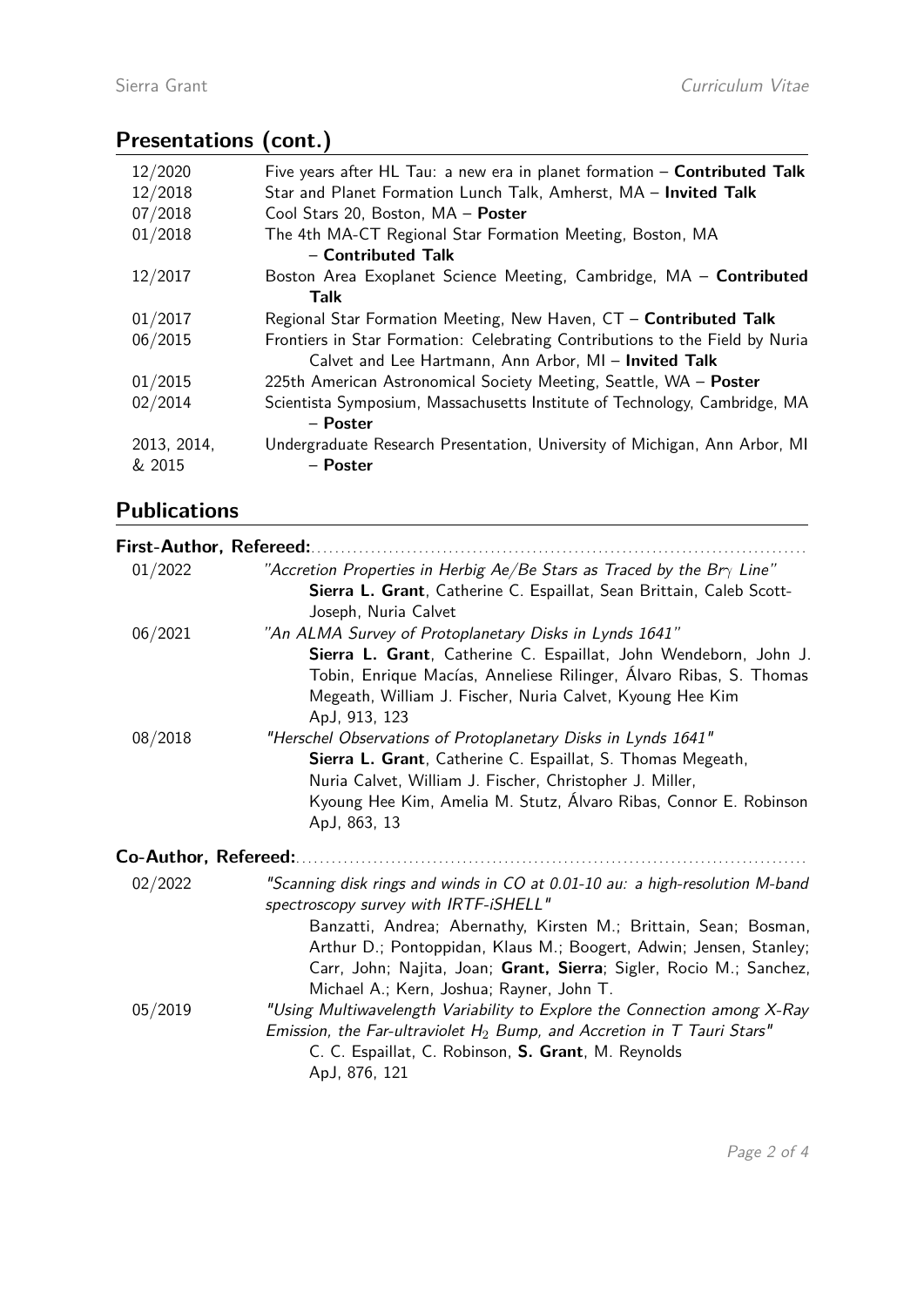## Presentations (cont.)

| | |
|---|---|
| 12/2020 | Five years after HL Tau: a new era in planet formation – **Contributed Talk** |
| 12/2018 | Star and Planet Formation Lunch Talk, Amherst, MA – **Invited Talk** |
| 07/2018 | Cool Stars 20, Boston, MA – **Poster** |
| 01/2018 | The 4th MA-CT Regional Star Formation Meeting, Boston, MA – **Contributed Talk** |
| 12/2017 | Boston Area Exoplanet Science Meeting, Cambridge, MA – **Contributed Talk** |
| 01/2017 | Regional Star Formation Meeting, New Haven, CT – **Contributed Talk** |
| 06/2015 | Frontiers in Star Formation: Celebrating Contributions to the Field by Nuria Calvet and Lee Hartmann, Ann Arbor, MI – **Invited Talk** |
| 01/2015 | 225th American Astronomical Society Meeting, Seattle, WA – **Poster** |
| 02/2014 | Scientista Symposium, Massachusetts Institute of Technology, Cambridge, MA – **Poster** |
| 2013, 2014, & 2015 | Undergraduate Research Presentation, University of Michigan, Ann Arbor, MI – **Poster** |

## Publications

### First-Author, Refereed:

- **01/2022** *"Accretion Properties in Herbig Ae/Be Stars as Traced by the Br$\gamma$ Line"*
  **Sierra L. Grant**, Catherine C. Espaillat, Sean Brittain, Caleb Scott-Joseph, Nuria Calvet
- **06/2021** *"An ALMA Survey of Protoplanetary Disks in Lynds 1641"*
  **Sierra L. Grant**, Catherine C. Espaillat, John Wendeborn, John J. Tobin, Enrique Macías, Anneliese Rilinger, Álvaro Ribas, S. Thomas Megeath, William J. Fischer, Nuria Calvet, Kyoung Hee Kim
  ApJ, 913, 123
- **08/2018** *"Herschel Observations of Protoplanetary Disks in Lynds 1641"*
  **Sierra L. Grant**, Catherine C. Espaillat, S. Thomas Megeath, Nuria Calvet, William J. Fischer, Christopher J. Miller, Kyoung Hee Kim, Amelia M. Stutz, Álvaro Ribas, Connor E. Robinson
  ApJ, 863, 13

### Co-Author, Refereed:

- **02/2022** *"Scanning disk rings and winds in CO at 0.01-10 au: a high-resolution M-band spectroscopy survey with IRTF-iSHELL"*
  Banzatti, Andrea; Abernathy, Kirsten M.; Brittain, Sean; Bosman, Arthur D.; Pontoppidan, Klaus M.; Boogert, Adwin; Jensen, Stanley; Carr, John; Najita, Joan; **Grant, Sierra**; Sigler, Rocio M.; Sanchez, Michael A.; Kern, Joshua; Rayner, John T.
- **05/2019** *"Using Multiwavelength Variability to Explore the Connection among X-Ray Emission, the Far-ultraviolet $H_2$ Bump, and Accretion in T Tauri Stars"*
  C. C. Espaillat, C. Robinson, **S. Grant**, M. Reynolds
  ApJ, 876, 121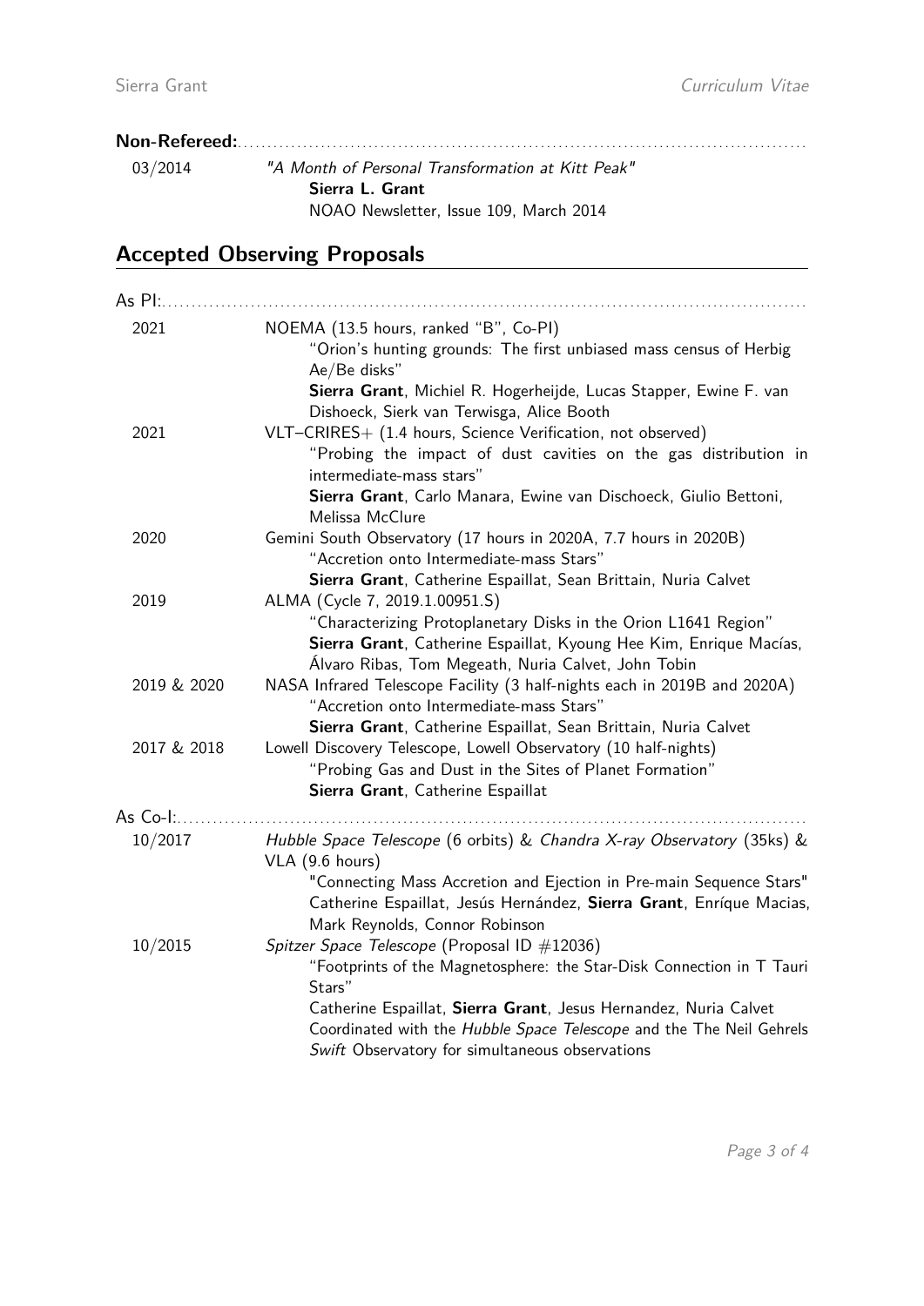**Non-Refereed:**

03/2014 — *"A Month of Personal Transformation at Kitt Peak"*
**Sierra L. Grant**
NOAO Newsletter, Issue 109, March 2014

## Accepted Observing Proposals

As PI:

2021 — NOEMA (13.5 hours, ranked "B", Co-PI)
"Orion's hunting grounds: The first unbiased mass census of Herbig Ae/Be disks"
**Sierra Grant**, Michiel R. Hogerheijde, Lucas Stapper, Ewine F. van Dishoeck, Sierk van Terwisga, Alice Booth

2021 — VLT–CRIRES+ (1.4 hours, Science Verification, not observed)
"Probing the impact of dust cavities on the gas distribution in intermediate-mass stars"
**Sierra Grant**, Carlo Manara, Ewine van Dischoeck, Giulio Bettoni, Melissa McClure

2020 — Gemini South Observatory (17 hours in 2020A, 7.7 hours in 2020B)
"Accretion onto Intermediate-mass Stars"
**Sierra Grant**, Catherine Espaillat, Sean Brittain, Nuria Calvet

2019 — ALMA (Cycle 7, 2019.1.00951.S)
"Characterizing Protoplanetary Disks in the Orion L1641 Region"
**Sierra Grant**, Catherine Espaillat, Kyoung Hee Kim, Enrique Macías, Álvaro Ribas, Tom Megeath, Nuria Calvet, John Tobin

2019 & 2020 — NASA Infrared Telescope Facility (3 half-nights each in 2019B and 2020A)
"Accretion onto Intermediate-mass Stars"
**Sierra Grant**, Catherine Espaillat, Sean Brittain, Nuria Calvet

2017 & 2018 — Lowell Discovery Telescope, Lowell Observatory (10 half-nights)
"Probing Gas and Dust in the Sites of Planet Formation"
**Sierra Grant**, Catherine Espaillat

As Co-I:

10/2017 — *Hubble Space Telescope* (6 orbits) & *Chandra X-ray Observatory* (35ks) & VLA (9.6 hours)
"Connecting Mass Accretion and Ejection in Pre-main Sequence Stars"
Catherine Espaillat, Jesús Hernández, **Sierra Grant**, Enríque Macias, Mark Reynolds, Connor Robinson

10/2015 — *Spitzer Space Telescope* (Proposal ID #12036)
"Footprints of the Magnetosphere: the Star-Disk Connection in T Tauri Stars"
Catherine Espaillat, **Sierra Grant**, Jesus Hernandez, Nuria Calvet
Coordinated with the *Hubble Space Telescope* and the The Neil Gehrels *Swift* Observatory for simultaneous observations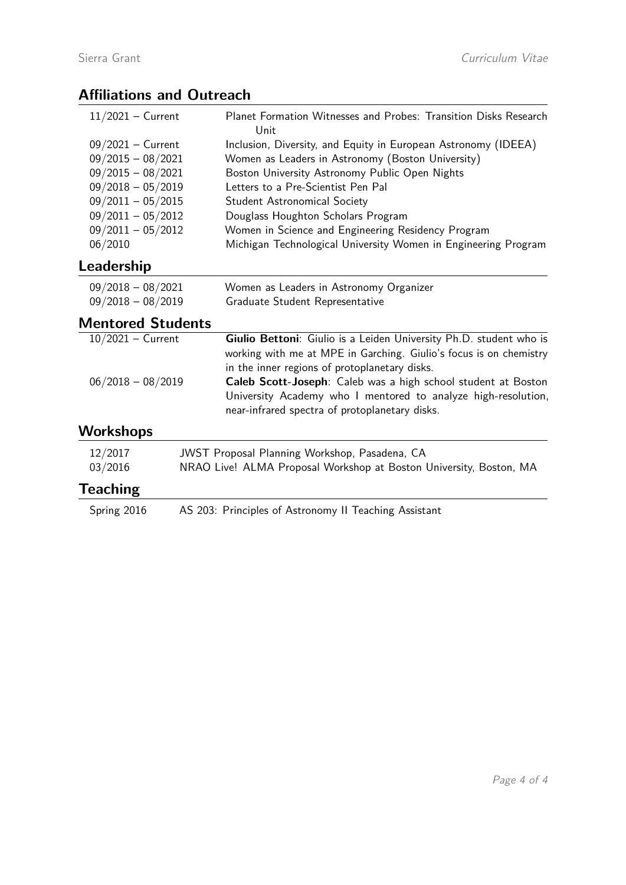## Affiliations and Outreach

| | |
|---|---|
| 11/2021 – Current | Planet Formation Witnesses and Probes: Transition Disks Research Unit |
| 09/2021 – Current | Inclusion, Diversity, and Equity in European Astronomy (IDEEA) |
| 09/2015 – 08/2021 | Women as Leaders in Astronomy (Boston University) |
| 09/2015 – 08/2021 | Boston University Astronomy Public Open Nights |
| 09/2018 – 05/2019 | Letters to a Pre-Scientist Pen Pal |
| 09/2011 – 05/2015 | Student Astronomical Society |
| 09/2011 – 05/2012 | Douglass Houghton Scholars Program |
| 09/2011 – 05/2012 | Women in Science and Engineering Residency Program |
| 06/2010 | Michigan Technological University Women in Engineering Program |

## Leadership

| | |
|---|---|
| 09/2018 – 08/2021 | Women as Leaders in Astronomy Organizer |
| 09/2018 – 08/2019 | Graduate Student Representative |

## Mentored Students

| | |
|---|---|
| 10/2021 – Current | **Giulio Bettoni**: Giulio is a Leiden University Ph.D. student who is working with me at MPE in Garching. Giulio's focus is on chemistry in the inner regions of protoplanetary disks. |
| 06/2018 – 08/2019 | **Caleb Scott-Joseph**: Caleb was a high school student at Boston University Academy who I mentored to analyze high-resolution, near-infrared spectra of protoplanetary disks. |

## Workshops

| | |
|---|---|
| 12/2017 | JWST Proposal Planning Workshop, Pasadena, CA |
| 03/2016 | NRAO Live! ALMA Proposal Workshop at Boston University, Boston, MA |

## Teaching

| | |
|---|---|
| Spring 2016 | AS 203: Principles of Astronomy II Teaching Assistant |